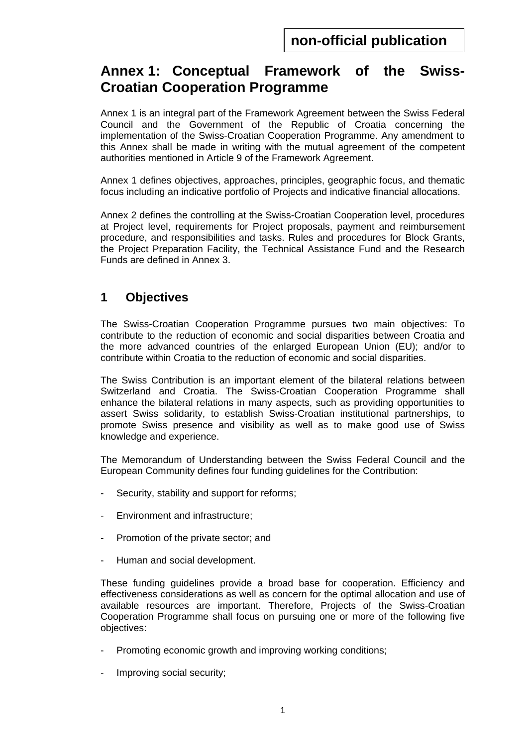**non-official publication**

# Annex 1: Conceptual Framework of the Swiss-Croatian Cooperation Programme

Annex 1 is an integral part of the Framework Agreement between the Swiss Federal Council and the Government of the Republic of Croatia concerning the implementation of the Swiss-Croatian Cooperation Programme. Any amendment to this Annex shall be made in writing with the mutual agreement of the competent authorities mentioned in Article 9 of the Framework Agreement.

Annex 1 defines objectives, approaches, principles, geographic focus, and thematic focus including an indicative portfolio of Projects and indicative financial allocations.

Annex 2 defines the controlling at the Swiss-Croatian Cooperation level, procedures at Project level, requirements for Project proposals, payment and reimbursement procedure, and responsibilities and tasks. Rules and procedures for Block Grants, the Project Preparation Facility, the Technical Assistance Fund and the Research Funds are defined in Annex 3.

## 1 Objectives

The Swiss-Croatian Cooperation Programme pursues two main objectives: To contribute to the reduction of economic and social disparities between Croatia and the more advanced countries of the enlarged European Union (EU); and/or to contribute within Croatia to the reduction of economic and social disparities.

The Swiss Contribution is an important element of the bilateral relations between Switzerland and Croatia. The Swiss-Croatian Cooperation Programme shall enhance the bilateral relations in many aspects, such as providing opportunities to assert Swiss solidarity, to establish Swiss-Croatian institutional partnerships, to promote Swiss presence and visibility as well as to make good use of Swiss knowledge and experience.

The Memorandum of Understanding between the Swiss Federal Council and the European Community defines four funding guidelines for the Contribution:

- Security, stability and support for reforms;
- Environment and infrastructure;
- Promotion of the private sector; and
- Human and social development.

These funding guidelines provide a broad base for cooperation. Efficiency and effectiveness considerations as well as concern for the optimal allocation and use of available resources are important. Therefore, Projects of the Swiss-Croatian Cooperation Programme shall focus on pursuing one or more of the following five objectives:

- Promoting economic growth and improving working conditions;
- Improving social security;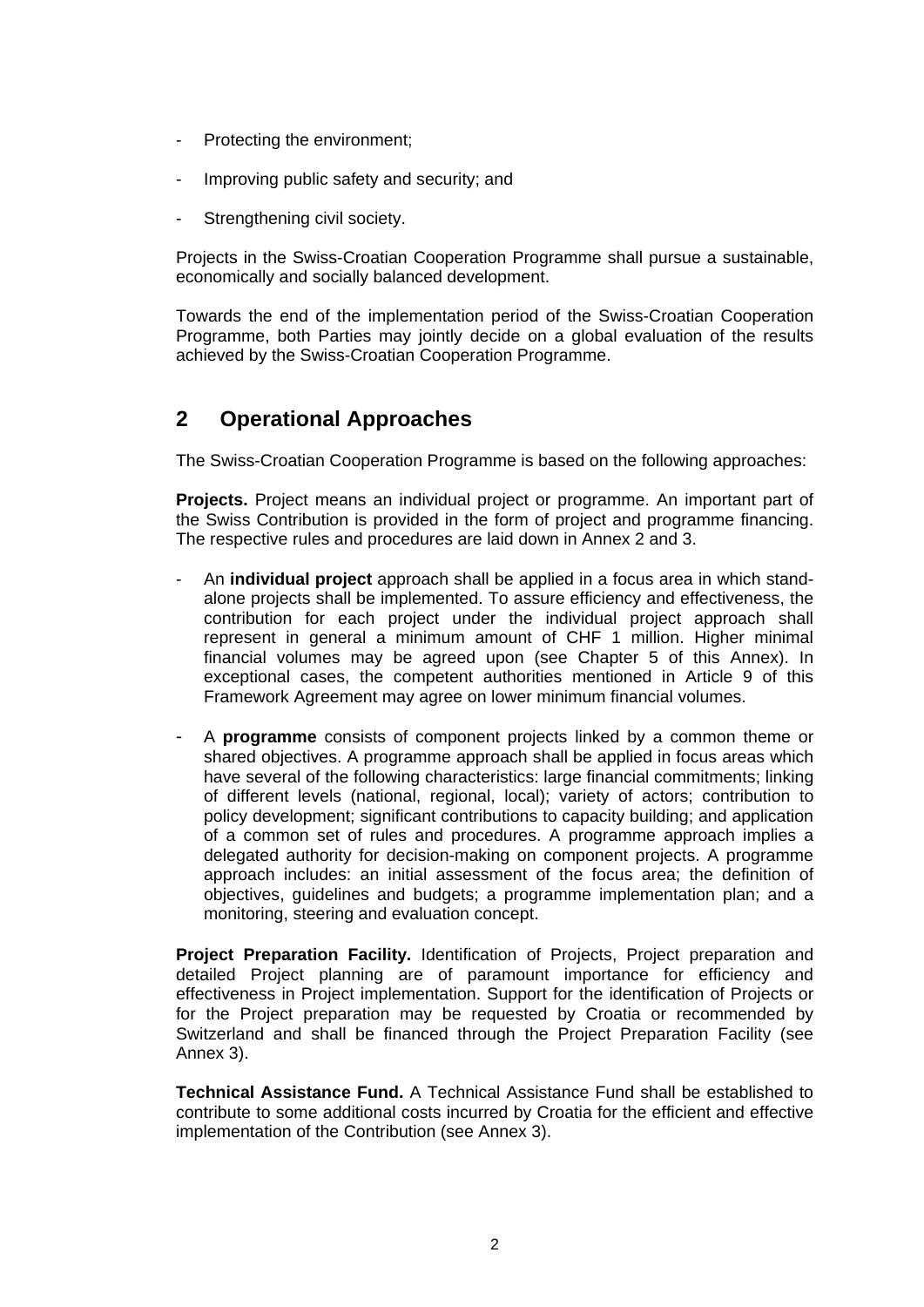- Protecting the environment;
- Improving public safety and security; and
- Strengthening civil society.

Projects in the Swiss-Croatian Cooperation Programme shall pursue a sustainable, economically and socially balanced development.

Towards the end of the implementation period of the Swiss-Croatian Cooperation Programme, both Parties may jointly decide on a global evaluation of the results achieved by the Swiss-Croatian Cooperation Programme.

## 2 Operational Approaches

The Swiss-Croatian Cooperation Programme is based on the following approaches:

**Projects.** Project means an individual project or programme. An important part of the Swiss Contribution is provided in the form of project and programme financing. The respective rules and procedures are laid down in Annex 2 and 3.

- An **individual project** approach shall be applied in a focus area in which stand-alone projects shall be implemented. To assure efficiency and effectiveness, the contribution for each project under the individual project approach shall represent in general a minimum amount of CHF 1 million. Higher minimal financial volumes may be agreed upon (see Chapter 5 of this Annex). In exceptional cases, the competent authorities mentioned in Article 9 of this Framework Agreement may agree on lower minimum financial volumes.
- A **programme** consists of component projects linked by a common theme or shared objectives. A programme approach shall be applied in focus areas which have several of the following characteristics: large financial commitments; linking of different levels (national, regional, local); variety of actors; contribution to policy development; significant contributions to capacity building; and application of a common set of rules and procedures. A programme approach implies a delegated authority for decision-making on component projects. A programme approach includes: an initial assessment of the focus area; the definition of objectives, guidelines and budgets; a programme implementation plan; and a monitoring, steering and evaluation concept.

**Project Preparation Facility.** Identification of Projects, Project preparation and detailed Project planning are of paramount importance for efficiency and effectiveness in Project implementation. Support for the identification of Projects or for the Project preparation may be requested by Croatia or recommended by Switzerland and shall be financed through the Project Preparation Facility (see Annex 3).

**Technical Assistance Fund.** A Technical Assistance Fund shall be established to contribute to some additional costs incurred by Croatia for the efficient and effective implementation of the Contribution (see Annex 3).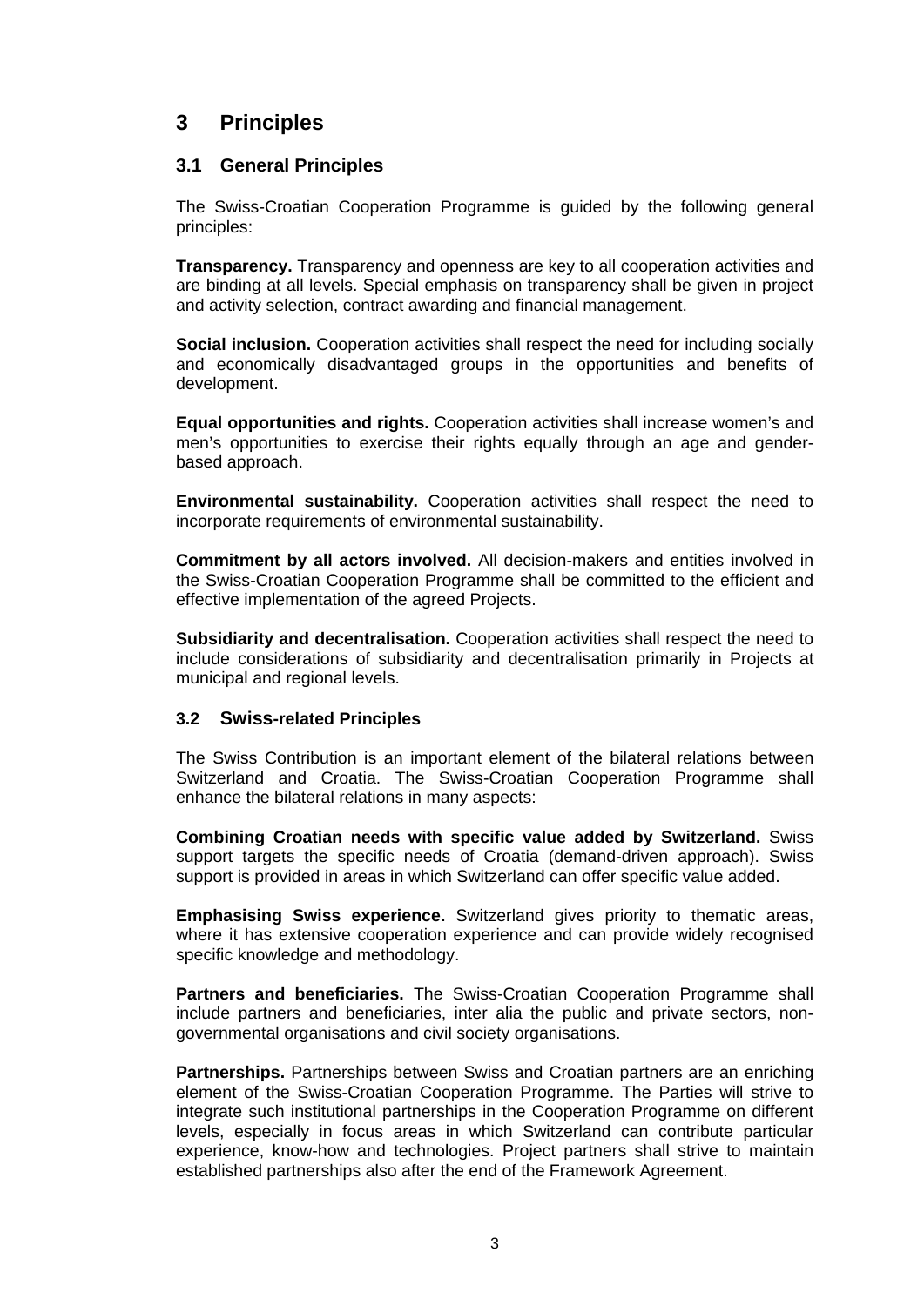# 3 Principles

## 3.1 General Principles

The Swiss-Croatian Cooperation Programme is guided by the following general principles:

**Transparency.** Transparency and openness are key to all cooperation activities and are binding at all levels. Special emphasis on transparency shall be given in project and activity selection, contract awarding and financial management.

**Social inclusion.** Cooperation activities shall respect the need for including socially and economically disadvantaged groups in the opportunities and benefits of development.

**Equal opportunities and rights.** Cooperation activities shall increase women's and men's opportunities to exercise their rights equally through an age and gender-based approach.

**Environmental sustainability.** Cooperation activities shall respect the need to incorporate requirements of environmental sustainability.

**Commitment by all actors involved.** All decision-makers and entities involved in the Swiss-Croatian Cooperation Programme shall be committed to the efficient and effective implementation of the agreed Projects.

**Subsidiarity and decentralisation.** Cooperation activities shall respect the need to include considerations of subsidiarity and decentralisation primarily in Projects at municipal and regional levels.

## 3.2 Swiss-related Principles

The Swiss Contribution is an important element of the bilateral relations between Switzerland and Croatia. The Swiss-Croatian Cooperation Programme shall enhance the bilateral relations in many aspects:

**Combining Croatian needs with specific value added by Switzerland.** Swiss support targets the specific needs of Croatia (demand-driven approach). Swiss support is provided in areas in which Switzerland can offer specific value added.

**Emphasising Swiss experience.** Switzerland gives priority to thematic areas, where it has extensive cooperation experience and can provide widely recognised specific knowledge and methodology.

**Partners and beneficiaries.** The Swiss-Croatian Cooperation Programme shall include partners and beneficiaries, inter alia the public and private sectors, non-governmental organisations and civil society organisations.

**Partnerships.** Partnerships between Swiss and Croatian partners are an enriching element of the Swiss-Croatian Cooperation Programme. The Parties will strive to integrate such institutional partnerships in the Cooperation Programme on different levels, especially in focus areas in which Switzerland can contribute particular experience, know-how and technologies. Project partners shall strive to maintain established partnerships also after the end of the Framework Agreement.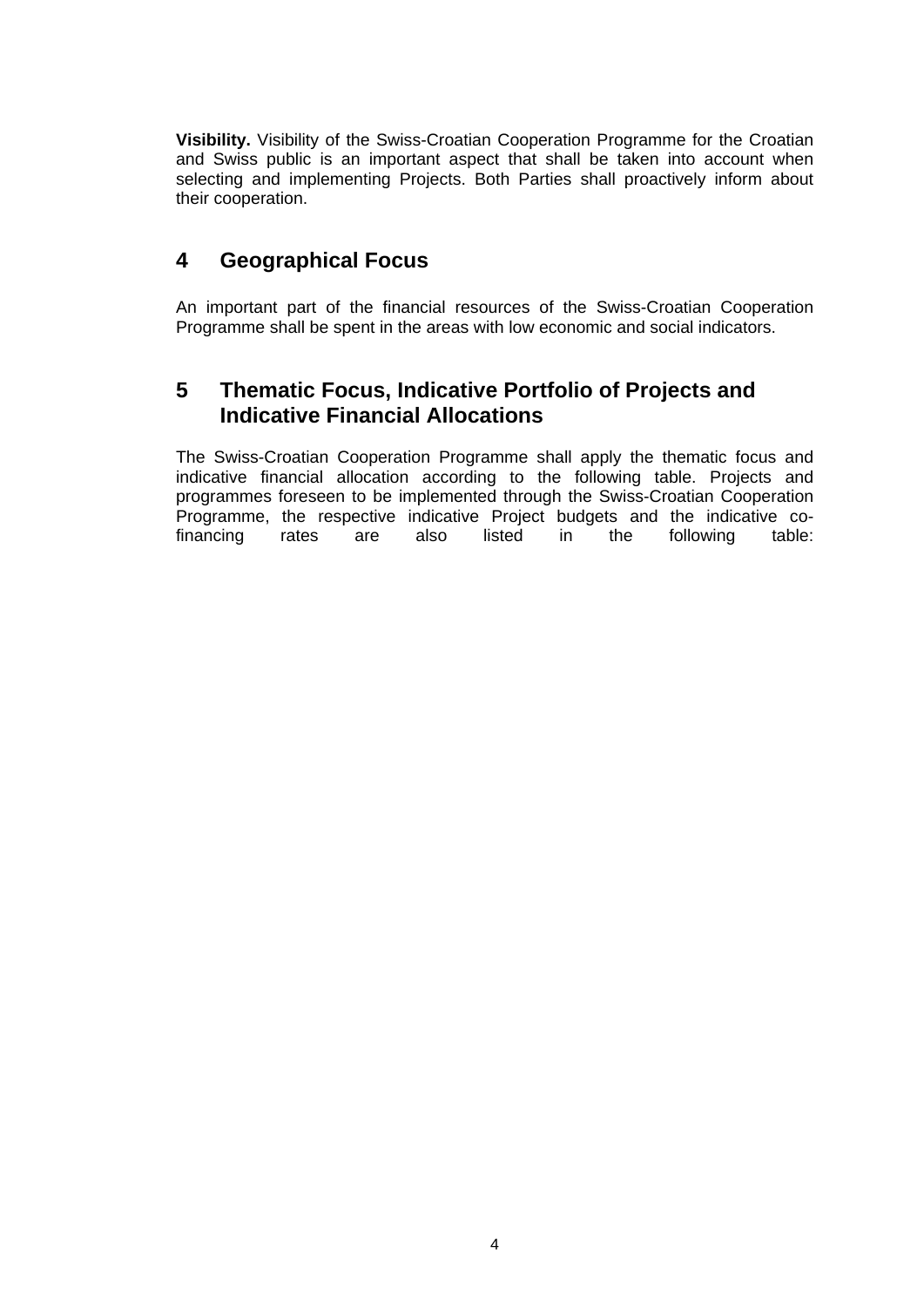**Visibility.** Visibility of the Swiss-Croatian Cooperation Programme for the Croatian and Swiss public is an important aspect that shall be taken into account when selecting and implementing Projects. Both Parties shall proactively inform about their cooperation.

## 4 Geographical Focus

An important part of the financial resources of the Swiss-Croatian Cooperation Programme shall be spent in the areas with low economic and social indicators.

## 5 Thematic Focus, Indicative Portfolio of Projects and Indicative Financial Allocations

The Swiss-Croatian Cooperation Programme shall apply the thematic focus and indicative financial allocation according to the following table. Projects and programmes foreseen to be implemented through the Swiss-Croatian Cooperation Programme, the respective indicative Project budgets and the indicative co-financing rates are also listed in the following table: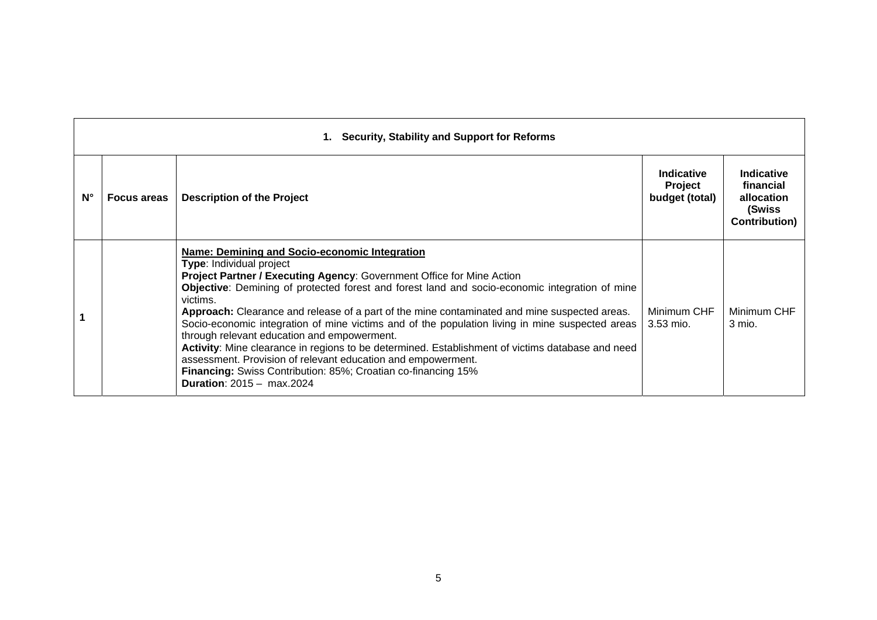| 1. Security, Stability and Support for Reforms | | | | |
|---|---|---|---|---|
| **N°** | **Focus areas** | **Description of the Project** | **Indicative Project budget (total)** | **Indicative financial allocation (Swiss Contribution)** |
| **1** | | **Name: Demining and Socio-economic Integration**<br>**Type**: Individual project<br>**Project Partner / Executing Agency**: Government Office for Mine Action<br>**Objective**: Demining of protected forest and forest land and socio-economic integration of mine victims.<br>**Approach:** Clearance and release of a part of the mine contaminated and mine suspected areas. Socio-economic integration of mine victims and of the population living in mine suspected areas through relevant education and empowerment.<br>**Activity**: Mine clearance in regions to be determined. Establishment of victims database and need assessment. Provision of relevant education and empowerment.<br>**Financing:** Swiss Contribution: 85%; Croatian co-financing 15%<br>**Duration**: 2015 – max.2024 | Minimum CHF 3.53 mio. | Minimum CHF 3 mio. |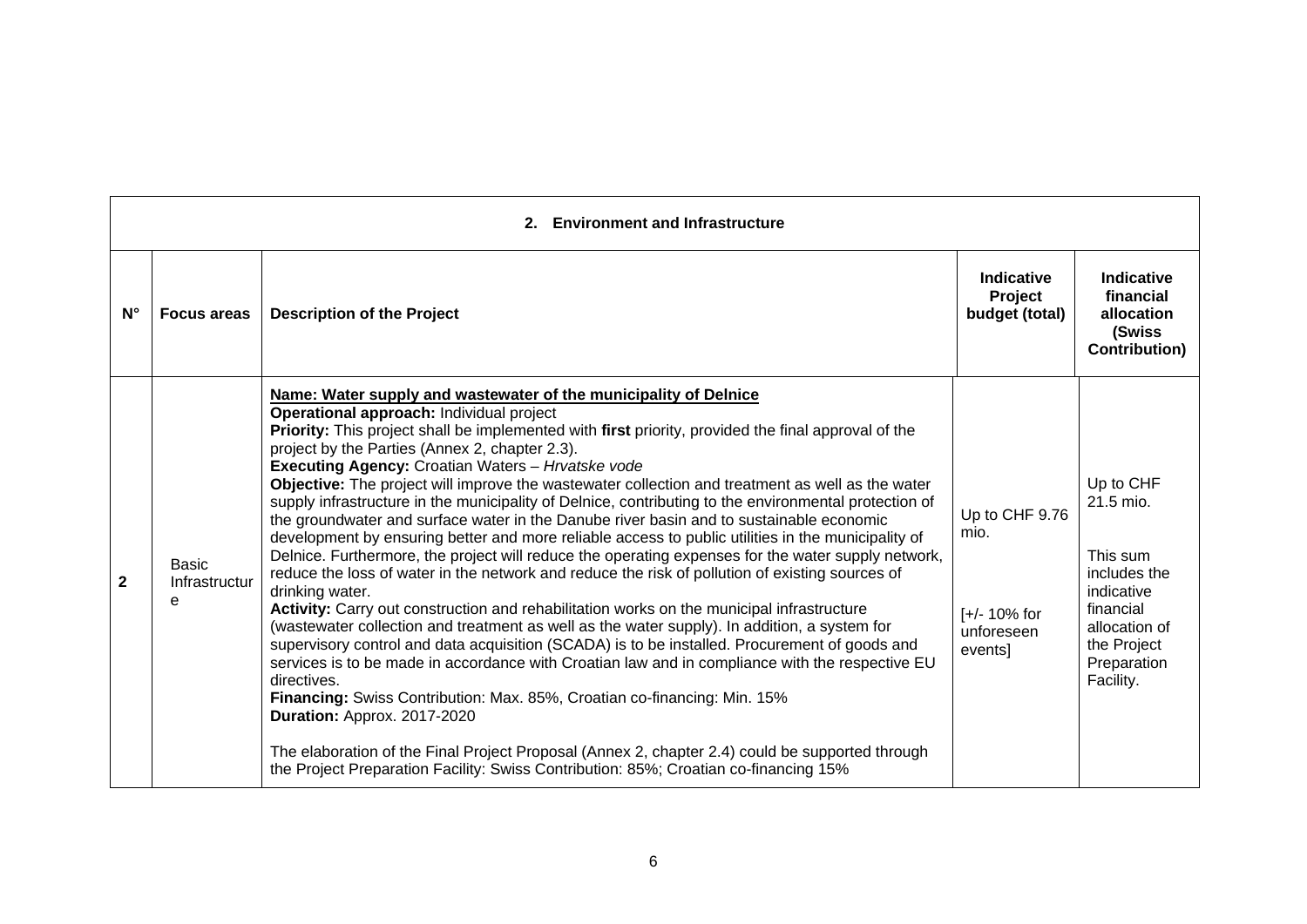| 2. Environment and Infrastructure | | | | |
|---|---|---|---|---|
| **N°** | **Focus areas** | **Description of the Project** | **Indicative Project budget (total)** | **Indicative financial allocation (Swiss Contribution)** |
| **2** | Basic Infrastructure | **Name: Water supply and wastewater of the municipality of Delnice**<br>**Operational approach:** Individual project<br>**Priority:** This project shall be implemented with **first** priority, provided the final approval of the project by the Parties (Annex 2, chapter 2.3).<br>**Executing Agency:** Croatian Waters – *Hrvatske vode*<br>**Objective:** The project will improve the wastewater collection and treatment as well as the water supply infrastructure in the municipality of Delnice, contributing to the environmental protection of the groundwater and surface water in the Danube river basin and to sustainable economic development by ensuring better and more reliable access to public utilities in the municipality of Delnice. Furthermore, the project will reduce the operating expenses for the water supply network, reduce the loss of water in the network and reduce the risk of pollution of existing sources of drinking water.<br>**Activity:** Carry out construction and rehabilitation works on the municipal infrastructure (wastewater collection and treatment as well as the water supply). In addition, a system for supervisory control and data acquisition (SCADA) is to be installed. Procurement of goods and services is to be made in accordance with Croatian law and in compliance with the respective EU directives.<br>**Financing:** Swiss Contribution: Max. 85%, Croatian co-financing: Min. 15%<br>**Duration:** Approx. 2017-2020<br><br>The elaboration of the Final Project Proposal (Annex 2, chapter 2.4) could be supported through the Project Preparation Facility: Swiss Contribution: 85%; Croatian co-financing 15% | Up to CHF 9.76 mio.<br><br>[+/- 10% for unforeseen events] | Up to CHF 21.5 mio.<br><br>This sum includes the indicative financial allocation of the Project Preparation Facility. |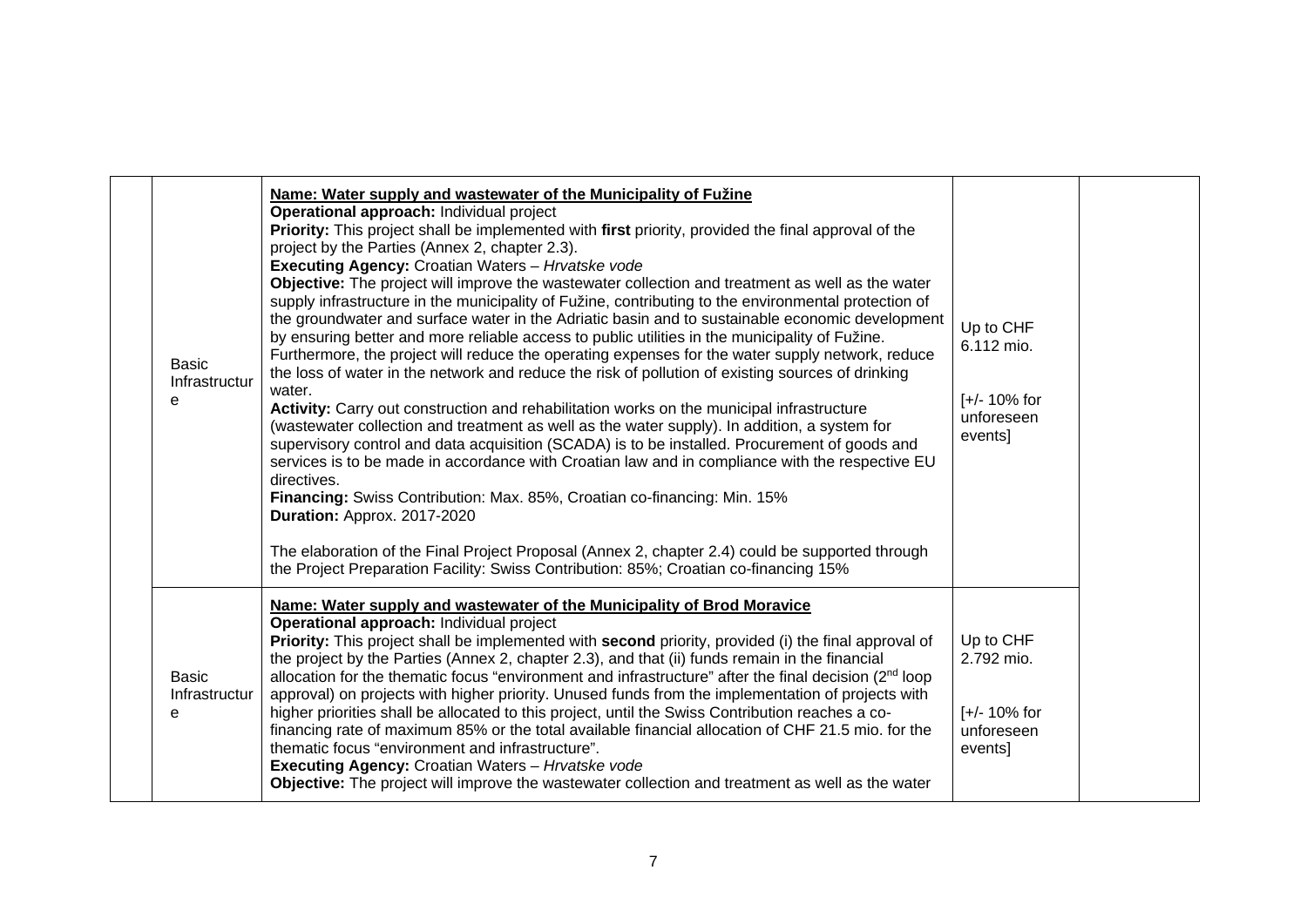|  |  |  |  |  |
|---|---|---|---|---|
|  | Basic Infrastructure | **Name: Water supply and wastewater of the Municipality of Fužine**<br>**Operational approach:** Individual project<br>**Priority:** This project shall be implemented with **first** priority, provided the final approval of the project by the Parties (Annex 2, chapter 2.3).<br>**Executing Agency:** Croatian Waters – *Hrvatske vode*<br>**Objective:** The project will improve the wastewater collection and treatment as well as the water supply infrastructure in the municipality of Fužine, contributing to the environmental protection of the groundwater and surface water in the Adriatic basin and to sustainable economic development by ensuring better and more reliable access to public utilities in the municipality of Fužine. Furthermore, the project will reduce the operating expenses for the water supply network, reduce the loss of water in the network and reduce the risk of pollution of existing sources of drinking water.<br>**Activity:** Carry out construction and rehabilitation works on the municipal infrastructure (wastewater collection and treatment as well as the water supply). In addition, a system for supervisory control and data acquisition (SCADA) is to be installed. Procurement of goods and services is to be made in accordance with Croatian law and in compliance with the respective EU directives.<br>**Financing:** Swiss Contribution: Max. 85%, Croatian co-financing: Min. 15%<br>**Duration:** Approx. 2017-2020<br><br>The elaboration of the Final Project Proposal (Annex 2, chapter 2.4) could be supported through the Project Preparation Facility: Swiss Contribution: 85%; Croatian co-financing 15% | Up to CHF 6.112 mio.<br><br>[+/- 10% for unforeseen events] |  |
|  | Basic Infrastructure | **Name: Water supply and wastewater of the Municipality of Brod Moravice**<br>**Operational approach:** Individual project<br>**Priority:** This project shall be implemented with **second** priority, provided (i) the final approval of the project by the Parties (Annex 2, chapter 2.3), and that (ii) funds remain in the financial allocation for the thematic focus "environment and infrastructure" after the final decision (2nd loop approval) on projects with higher priority. Unused funds from the implementation of projects with higher priorities shall be allocated to this project, until the Swiss Contribution reaches a co-financing rate of maximum 85% or the total available financial allocation of CHF 21.5 mio. for the thematic focus "environment and infrastructure".<br>**Executing Agency:** Croatian Waters – *Hrvatske vode*<br>**Objective:** The project will improve the wastewater collection and treatment as well as the water | Up to CHF 2.792 mio.<br><br>[+/- 10% for unforeseen events] |  |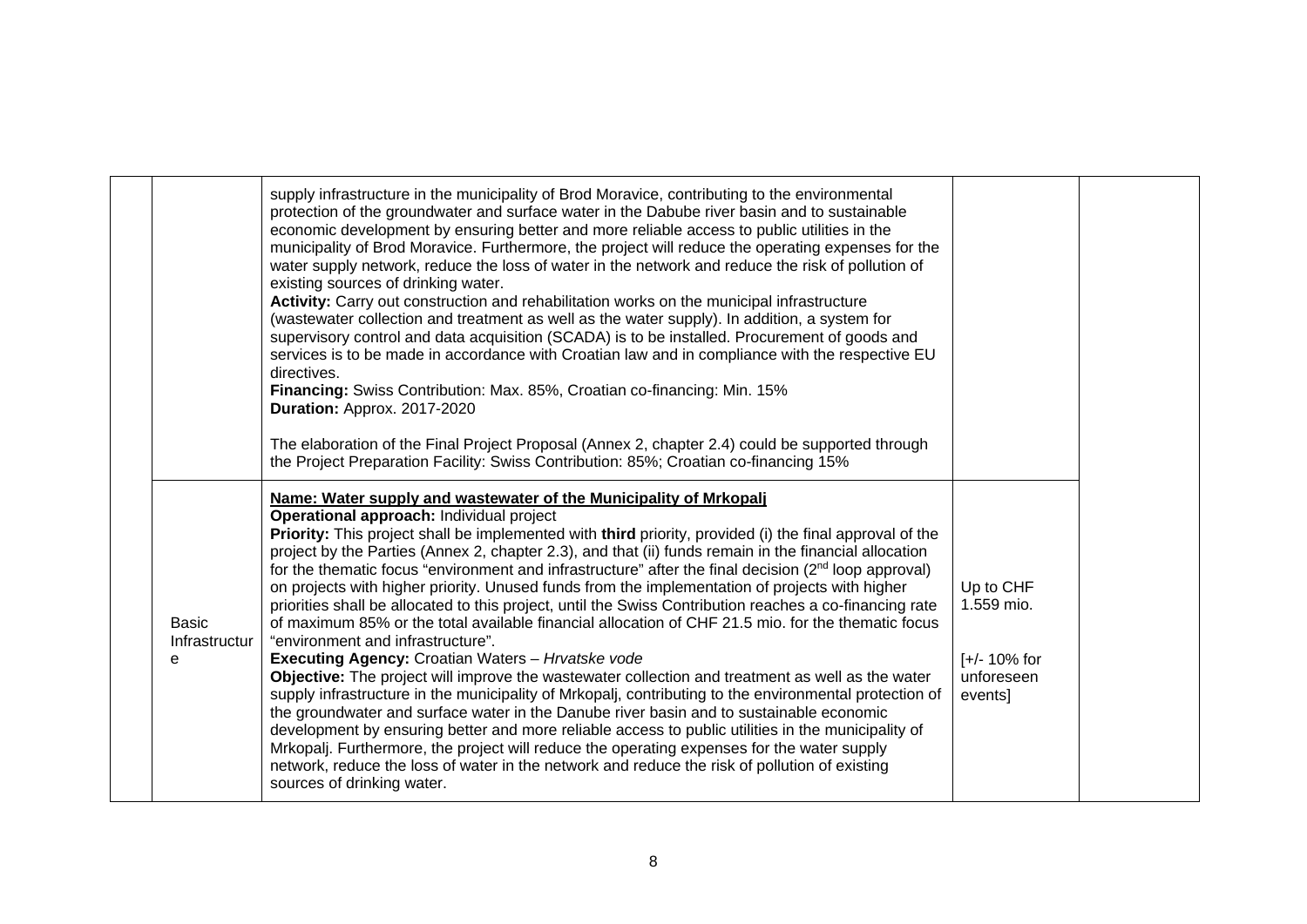|  |  |  |  |  |
|---|---|---|---|---|
|  |  | supply infrastructure in the municipality of Brod Moravice, contributing to the environmental protection of the groundwater and surface water in the Dabube river basin and to sustainable economic development by ensuring better and more reliable access to public utilities in the municipality of Brod Moravice. Furthermore, the project will reduce the operating expenses for the water supply network, reduce the loss of water in the network and reduce the risk of pollution of existing sources of drinking water.<br>**Activity:** Carry out construction and rehabilitation works on the municipal infrastructure (wastewater collection and treatment as well as the water supply). In addition, a system for supervisory control and data acquisition (SCADA) is to be installed. Procurement of goods and services is to be made in accordance with Croatian law and in compliance with the respective EU directives.<br>**Financing:** Swiss Contribution: Max. 85%, Croatian co-financing: Min. 15%<br>**Duration:** Approx. 2017-2020<br><br>The elaboration of the Final Project Proposal (Annex 2, chapter 2.4) could be supported through the Project Preparation Facility: Swiss Contribution: 85%; Croatian co-financing 15% |  |  |
|  | Basic Infrastructure | **Name: Water supply and wastewater of the Municipality of Mrkopalj**<br>**Operational approach:** Individual project<br>**Priority:** This project shall be implemented with **third** priority, provided (i) the final approval of the project by the Parties (Annex 2, chapter 2.3), and that (ii) funds remain in the financial allocation for the thematic focus "environment and infrastructure" after the final decision (2nd loop approval) on projects with higher priority. Unused funds from the implementation of projects with higher priorities shall be allocated to this project, until the Swiss Contribution reaches a co-financing rate of maximum 85% or the total available financial allocation of CHF 21.5 mio. for the thematic focus "environment and infrastructure".<br>**Executing Agency:** Croatian Waters – *Hrvatske vode*<br>**Objective:** The project will improve the wastewater collection and treatment as well as the water supply infrastructure in the municipality of Mrkopalj, contributing to the environmental protection of the groundwater and surface water in the Danube river basin and to sustainable economic development by ensuring better and more reliable access to public utilities in the municipality of Mrkopalj. Furthermore, the project will reduce the operating expenses for the water supply network, reduce the loss of water in the network and reduce the risk of pollution of existing sources of drinking water. | Up to CHF 1.559 mio.<br><br>[+/- 10% for unforeseen events] |  |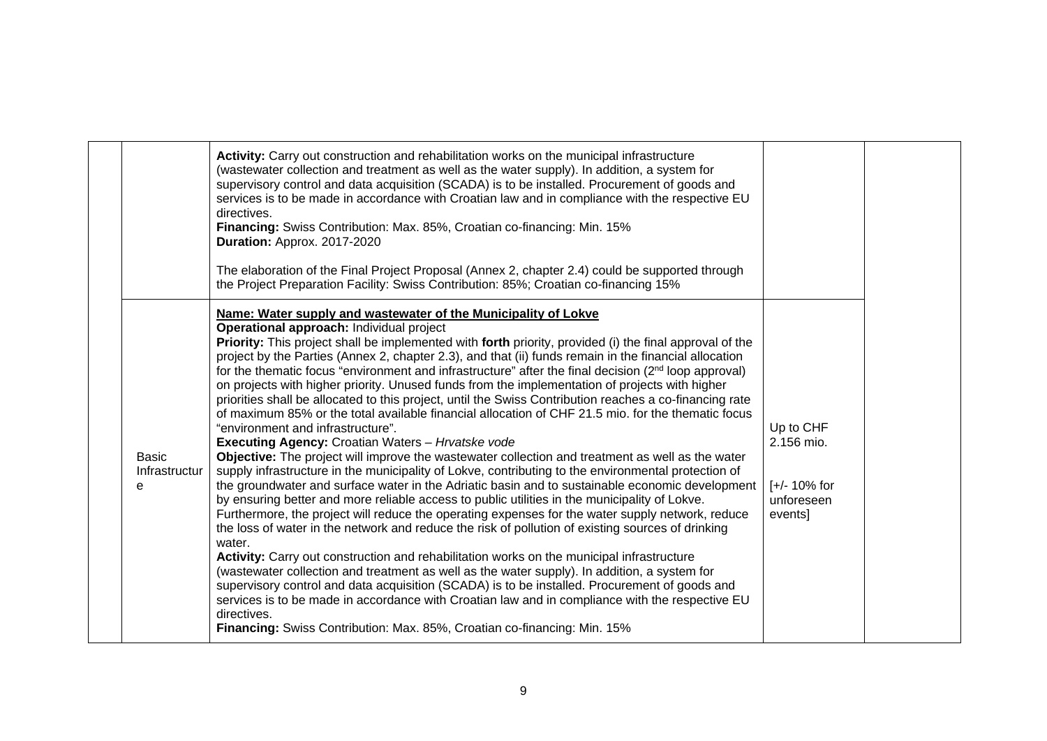| | | | | |
|---|---|---|---|---|
| | | **Activity:** Carry out construction and rehabilitation works on the municipal infrastructure (wastewater collection and treatment as well as the water supply). In addition, a system for supervisory control and data acquisition (SCADA) is to be installed. Procurement of goods and services is to be made in accordance with Croatian law and in compliance with the respective EU directives.<br>**Financing:** Swiss Contribution: Max. 85%, Croatian co-financing: Min. 15%<br>**Duration:** Approx. 2017-2020<br><br>The elaboration of the Final Project Proposal (Annex 2, chapter 2.4) could be supported through the Project Preparation Facility: Swiss Contribution: 85%; Croatian co-financing 15% | | |
| | Basic Infrastructure | **Name: Water supply and wastewater of the Municipality of Lokve**<br>**Operational approach:** Individual project<br>**Priority:** This project shall be implemented with **forth** priority, provided (i) the final approval of the project by the Parties (Annex 2, chapter 2.3), and that (ii) funds remain in the financial allocation for the thematic focus "environment and infrastructure" after the final decision (2[nd] loop approval) on projects with higher priority. Unused funds from the implementation of projects with higher priorities shall be allocated to this project, until the Swiss Contribution reaches a co-financing rate of maximum 85% or the total available financial allocation of CHF 21.5 mio. for the thematic focus "environment and infrastructure".<br>**Executing Agency:** Croatian Waters – *Hrvatske vode*<br>**Objective:** The project will improve the wastewater collection and treatment as well as the water supply infrastructure in the municipality of Lokve, contributing to the environmental protection of the groundwater and surface water in the Adriatic basin and to sustainable economic development by ensuring better and more reliable access to public utilities in the municipality of Lokve. Furthermore, the project will reduce the operating expenses for the water supply network, reduce the loss of water in the network and reduce the risk of pollution of existing sources of drinking water.<br>**Activity:** Carry out construction and rehabilitation works on the municipal infrastructure (wastewater collection and treatment as well as the water supply). In addition, a system for supervisory control and data acquisition (SCADA) is to be installed. Procurement of goods and services is to be made in accordance with Croatian law and in compliance with the respective EU directives.<br>**Financing:** Swiss Contribution: Max. 85%, Croatian co-financing: Min. 15% | Up to CHF 2.156 mio.<br><br>[+/- 10% for unforeseen events] | |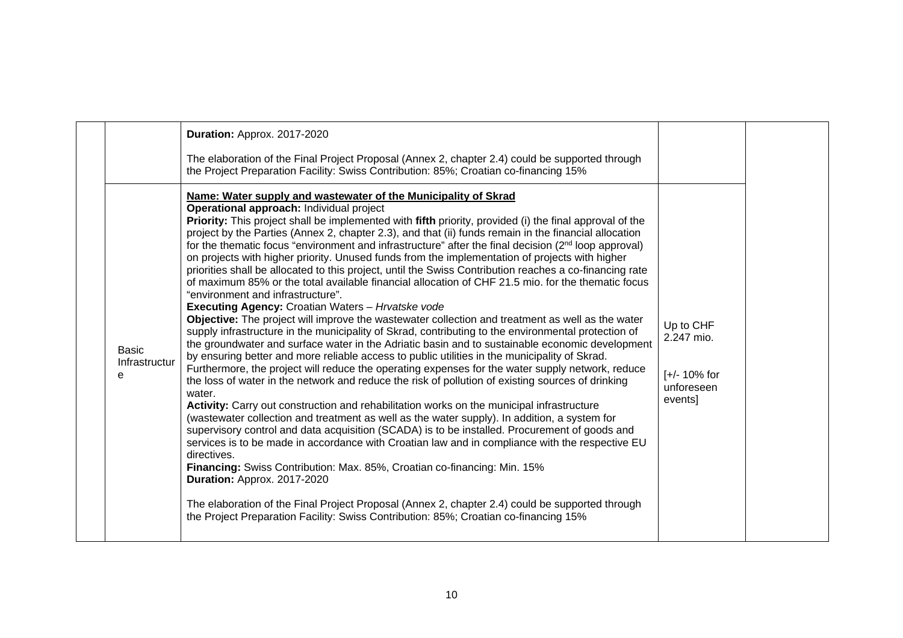|  |  |  |  |  |
|---|---|---|---|---|
|  |  | **Duration:** Approx. 2017-2020<br><br>The elaboration of the Final Project Proposal (Annex 2, chapter 2.4) could be supported through the Project Preparation Facility: Swiss Contribution: 85%; Croatian co-financing 15% |  |  |
|  | Basic Infrastructure | **Name: Water supply and wastewater of the Municipality of Skrad**<br>**Operational approach:** Individual project<br>**Priority:** This project shall be implemented with **fifth** priority, provided (i) the final approval of the project by the Parties (Annex 2, chapter 2.3), and that (ii) funds remain in the financial allocation for the thematic focus "environment and infrastructure" after the final decision (2nd loop approval) on projects with higher priority. Unused funds from the implementation of projects with higher priorities shall be allocated to this project, until the Swiss Contribution reaches a co-financing rate of maximum 85% or the total available financial allocation of CHF 21.5 mio. for the thematic focus "environment and infrastructure".<br>**Executing Agency:** Croatian Waters – *Hrvatske vode*<br>**Objective:** The project will improve the wastewater collection and treatment as well as the water supply infrastructure in the municipality of Skrad, contributing to the environmental protection of the groundwater and surface water in the Adriatic basin and to sustainable economic development by ensuring better and more reliable access to public utilities in the municipality of Skrad. Furthermore, the project will reduce the operating expenses for the water supply network, reduce the loss of water in the network and reduce the risk of pollution of existing sources of drinking water.<br>**Activity:** Carry out construction and rehabilitation works on the municipal infrastructure (wastewater collection and treatment as well as the water supply). In addition, a system for supervisory control and data acquisition (SCADA) is to be installed. Procurement of goods and services is to be made in accordance with Croatian law and in compliance with the respective EU directives.<br>**Financing:** Swiss Contribution: Max. 85%, Croatian co-financing: Min. 15%<br>**Duration:** Approx. 2017-2020<br><br>The elaboration of the Final Project Proposal (Annex 2, chapter 2.4) could be supported through the Project Preparation Facility: Swiss Contribution: 85%; Croatian co-financing 15% | Up to CHF 2.247 mio.<br><br>[+/- 10% for unforeseen events] |  |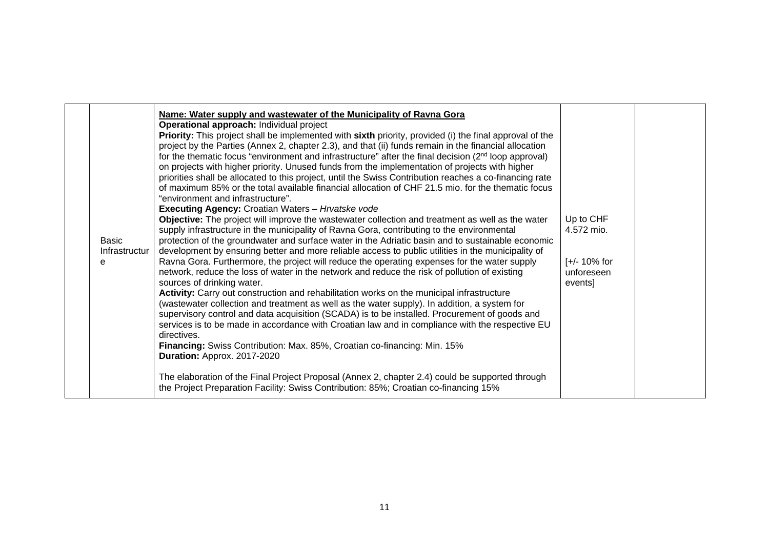| | | | | |
|---|---|---|---|---|
| | Basic Infrastructure | <u>**Name: Water supply and wastewater of the Municipality of Ravna Gora**</u><br>**Operational approach:** Individual project<br>**Priority:** This project shall be implemented with **sixth** priority, provided (i) the final approval of the project by the Parties (Annex 2, chapter 2.3), and that (ii) funds remain in the financial allocation for the thematic focus "environment and infrastructure" after the final decision (2nd loop approval) on projects with higher priority. Unused funds from the implementation of projects with higher priorities shall be allocated to this project, until the Swiss Contribution reaches a co-financing rate of maximum 85% or the total available financial allocation of CHF 21.5 mio. for the thematic focus "environment and infrastructure".<br>**Executing Agency:** Croatian Waters – *Hrvatske vode*<br>**Objective:** The project will improve the wastewater collection and treatment as well as the water supply infrastructure in the municipality of Ravna Gora, contributing to the environmental protection of the groundwater and surface water in the Adriatic basin and to sustainable economic development by ensuring better and more reliable access to public utilities in the municipality of Ravna Gora. Furthermore, the project will reduce the operating expenses for the water supply network, reduce the loss of water in the network and reduce the risk of pollution of existing sources of drinking water.<br>**Activity:** Carry out construction and rehabilitation works on the municipal infrastructure (wastewater collection and treatment as well as the water supply). In addition, a system for supervisory control and data acquisition (SCADA) is to be installed. Procurement of goods and services is to be made in accordance with Croatian law and in compliance with the respective EU directives.<br>**Financing:** Swiss Contribution: Max. 85%, Croatian co-financing: Min. 15%<br>**Duration:** Approx. 2017-2020<br><br>The elaboration of the Final Project Proposal (Annex 2, chapter 2.4) could be supported through the Project Preparation Facility: Swiss Contribution: 85%; Croatian co-financing 15% | Up to CHF 4.572 mio.<br><br>[+/- 10% for unforeseen events] | |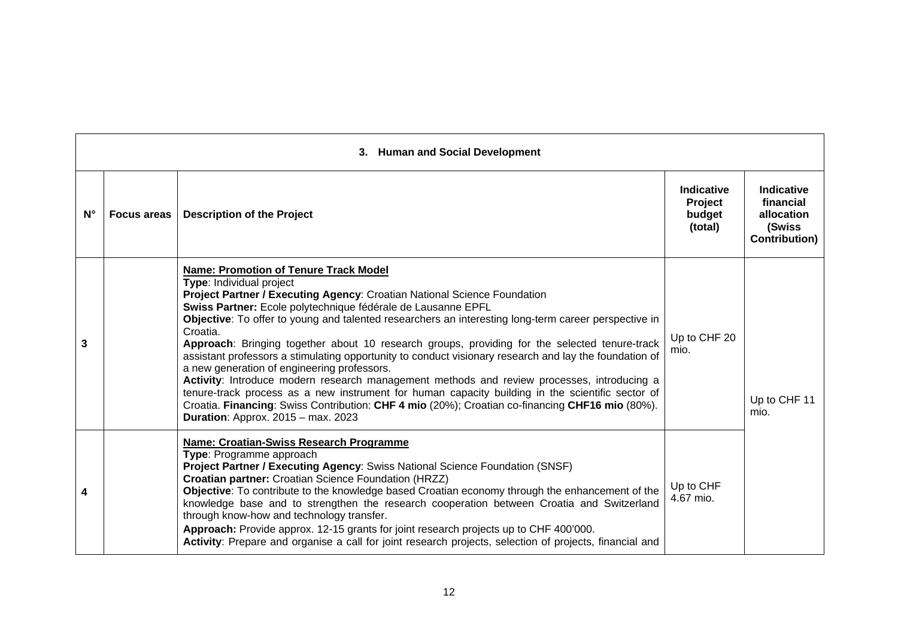| 3. Human and Social Development | | | | |
|---|---|---|---|---|
| **N°** | **Focus areas** | **Description of the Project** | **Indicative Project budget (total)** | **Indicative financial allocation (Swiss Contribution)** |
| **3** | | **Name: Promotion of Tenure Track Model**<br>**Type**: Individual project<br>**Project Partner / Executing Agency**: Croatian National Science Foundation<br>**Swiss Partner:** Ecole polytechnique fédérale de Lausanne EPFL<br>**Objective**: To offer to young and talented researchers an interesting long-term career perspective in Croatia.<br>**Approach**: Bringing together about 10 research groups, providing for the selected tenure-track assistant professors a stimulating opportunity to conduct visionary research and lay the foundation of a new generation of engineering professors.<br>**Activity**: Introduce modern research management methods and review processes, introducing a tenure-track process as a new instrument for human capacity building in the scientific sector of Croatia. **Financing**: Swiss Contribution: **CHF 4 mio** (20%); Croatian co-financing **CHF16 mio** (80%).<br>**Duration**: Approx. 2015 – max. 2023 | Up to CHF 20 mio. | Up to CHF 11 mio. |
| **4** | | **Name: Croatian-Swiss Research Programme**<br>**Type**: Programme approach<br>**Project Partner / Executing Agency**: Swiss National Science Foundation (SNSF)<br>**Croatian partner:** Croatian Science Foundation (HRZZ)<br>**Objective**: To contribute to the knowledge based Croatian economy through the enhancement of the knowledge base and to strengthen the research cooperation between Croatia and Switzerland through know-how and technology transfer.<br>**Approach:** Provide approx. 12-15 grants for joint research projects up to CHF 400'000.<br>**Activity**: Prepare and organise a call for joint research projects, selection of projects, financial and | Up to CHF 4.67 mio. | |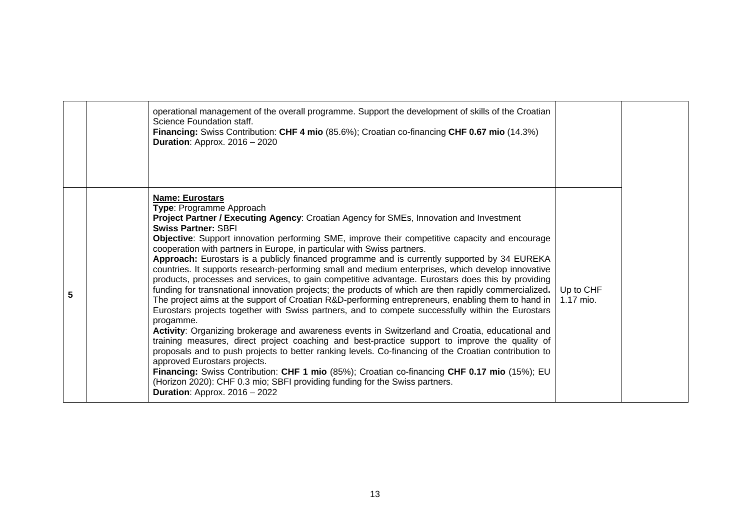| | | | | |
|---|---|---|---|---|
| | | operational management of the overall programme. Support the development of skills of the Croatian Science Foundation staff.<br>**Financing:** Swiss Contribution: **CHF 4 mio** (85.6%); Croatian co-financing **CHF 0.67 mio** (14.3%)<br>**Duration**: Approx. 2016 – 2020 | | |
| **5** | | **<u>Name: Eurostars</u>**<br>**Type**: Programme Approach<br>**Project Partner / Executing Agency**: Croatian Agency for SMEs, Innovation and Investment<br>**Swiss Partner:** SBFI<br>**Objective**: Support innovation performing SME, improve their competitive capacity and encourage cooperation with partners in Europe, in particular with Swiss partners.<br>**Approach:** Eurostars is a publicly financed programme and is currently supported by 34 EUREKA countries. It supports research-performing small and medium enterprises, which develop innovative products, processes and services, to gain competitive advantage. Eurostars does this by providing funding for transnational innovation projects; the products of which are then rapidly commercialized**.** The project aims at the support of Croatian R&D-performing entrepreneurs, enabling them to hand in Eurostars projects together with Swiss partners, and to compete successfully within the Eurostars progamme.<br>**Activity**: Organizing brokerage and awareness events in Switzerland and Croatia, educational and training measures, direct project coaching and best-practice support to improve the quality of proposals and to push projects to better ranking levels. Co-financing of the Croatian contribution to approved Eurostars projects.<br>**Financing:** Swiss Contribution: **CHF 1 mio** (85%); Croatian co-financing **CHF 0.17 mio** (15%); EU (Horizon 2020): CHF 0.3 mio; SBFI providing funding for the Swiss partners.<br>**Duration**: Approx. 2016 – 2022 | Up to CHF 1.17 mio. | |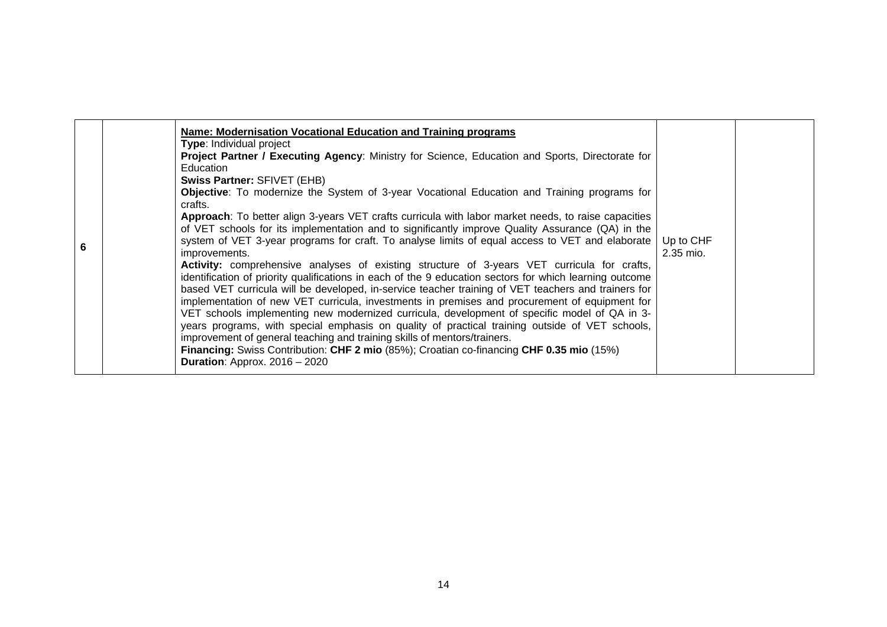| | | | | |
|---|---|---|---|---|
| **6** | | <u>**Name: Modernisation Vocational Education and Training programs**</u><br>**Type**: Individual project<br>**Project Partner / Executing Agency**: Ministry for Science, Education and Sports, Directorate for Education<br>**Swiss Partner:** SFIVET (EHB)<br>**Objective**: To modernize the System of 3-year Vocational Education and Training programs for crafts.<br>**Approach**: To better align 3-years VET crafts curricula with labor market needs, to raise capacities of VET schools for its implementation and to significantly improve Quality Assurance (QA) in the system of VET 3-year programs for craft. To analyse limits of equal access to VET and elaborate improvements.<br>**Activity:** comprehensive analyses of existing structure of 3-years VET curricula for crafts, identification of priority qualifications in each of the 9 education sectors for which learning outcome based VET curricula will be developed, in-service teacher training of VET teachers and trainers for implementation of new VET curricula, investments in premises and procurement of equipment for VET schools implementing new modernized curricula, development of specific model of QA in 3-years programs, with special emphasis on quality of practical training outside of VET schools, improvement of general teaching and training skills of mentors/trainers.<br>**Financing:** Swiss Contribution: **CHF 2 mio** (85%); Croatian co-financing **CHF 0.35 mio** (15%)<br>**Duration**: Approx. 2016 – 2020 | Up to CHF 2.35 mio. | |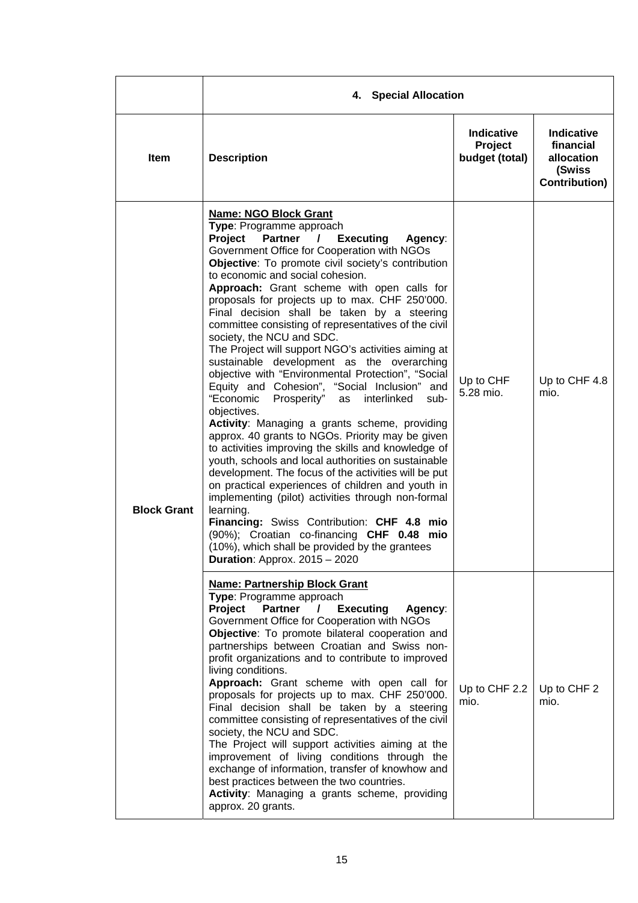| | **4. Special Allocation** | | |
|---|---|---|---|
| **Item** | **Description** | **Indicative Project budget (total)** | **Indicative financial allocation (Swiss Contribution)** |
| **Block Grant** | <u>**Name: NGO Block Grant**</u><br>**Type**: Programme approach<br>**Project Partner / Executing Agency**: Government Office for Cooperation with NGOs<br>**Objective**: To promote civil society's contribution to economic and social cohesion.<br>**Approach:** Grant scheme with open calls for proposals for projects up to max. CHF 250'000. Final decision shall be taken by a steering committee consisting of representatives of the civil society, the NCU and SDC.<br>The Project will support NGO's activities aiming at sustainable development as the overarching objective with "Environmental Protection", "Social Equity and Cohesion", "Social Inclusion" and "Economic Prosperity" as interlinked sub-objectives.<br>**Activity**: Managing a grants scheme, providing approx. 40 grants to NGOs. Priority may be given to activities improving the skills and knowledge of youth, schools and local authorities on sustainable development. The focus of the activities will be put on practical experiences of children and youth in implementing (pilot) activities through non-formal learning.<br>**Financing:** Swiss Contribution: **CHF 4.8 mio** (90%); Croatian co-financing **CHF 0.48 mio** (10%), which shall be provided by the grantees<br>**Duration**: Approx. 2015 – 2020 | Up to CHF 5.28 mio. | Up to CHF 4.8 mio. |
| | <u>**Name: Partnership Block Grant**</u><br>**Type**: Programme approach<br>**Project Partner / Executing Agency**: Government Office for Cooperation with NGOs<br>**Objective**: To promote bilateral cooperation and partnerships between Croatian and Swiss non-profit organizations and to contribute to improved living conditions.<br>**Approach:** Grant scheme with open call for proposals for projects up to max. CHF 250'000. Final decision shall be taken by a steering committee consisting of representatives of the civil society, the NCU and SDC.<br>The Project will support activities aiming at the improvement of living conditions through the exchange of information, transfer of knowhow and best practices between the two countries.<br>**Activity**: Managing a grants scheme, providing approx. 20 grants. | Up to CHF 2.2 mio. | Up to CHF 2 mio. |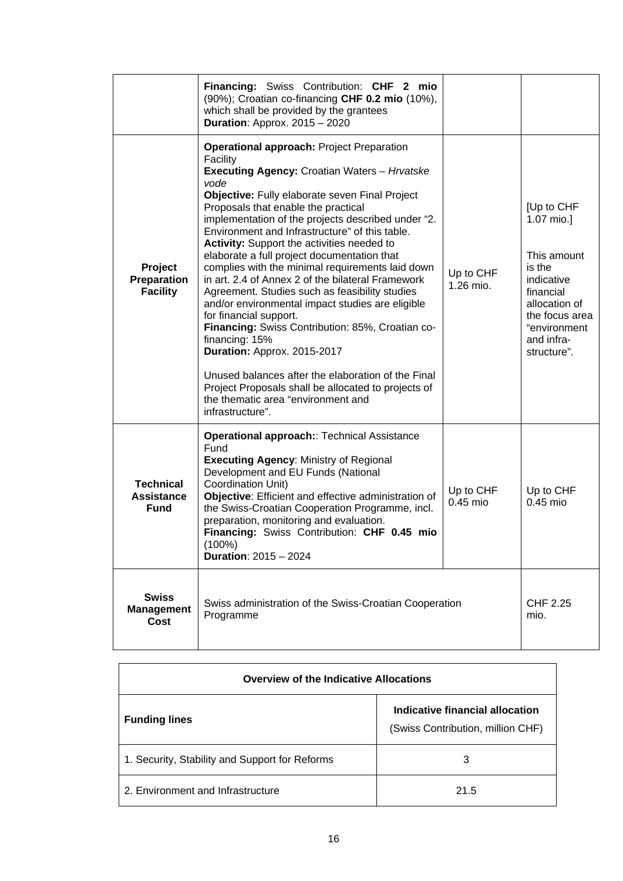| | | | |
|---|---|---|---|
| | **Financing:** Swiss Contribution: **CHF 2 mio** (90%); Croatian co-financing **CHF 0.2 mio** (10%), which shall be provided by the grantees<br>**Duration**: Approx. 2015 – 2020 | | |
| **Project Preparation Facility** | **Operational approach:** Project Preparation Facility<br>**Executing Agency:** Croatian Waters – *Hrvatske vode*<br>**Objective:** Fully elaborate seven Final Project Proposals that enable the practical implementation of the projects described under "2. Environment and Infrastructure" of this table.<br>**Activity:** Support the activities needed to elaborate a full project documentation that complies with the minimal requirements laid down in art. 2.4 of Annex 2 of the bilateral Framework Agreement. Studies such as feasibility studies and/or environmental impact studies are eligible for financial support.<br>**Financing:** Swiss Contribution: 85%, Croatian co-financing: 15%<br>**Duration:** Approx. 2015-2017<br><br>Unused balances after the elaboration of the Final Project Proposals shall be allocated to projects of the thematic area "environment and infrastructure". | Up to CHF 1.26 mio. | [Up to CHF 1.07 mio.]<br><br>This amount is the indicative financial allocation of the focus area "environment and infra-structure". |
| **Technical Assistance Fund** | **Operational approach:**: Technical Assistance Fund<br>**Executing Agency**: Ministry of Regional Development and EU Funds (National Coordination Unit)<br>**Objective**: Efficient and effective administration of the Swiss-Croatian Cooperation Programme, incl. preparation, monitoring and evaluation.<br>**Financing:** Swiss Contribution: **CHF 0.45 mio** (100%)<br>**Duration**: 2015 – 2024 | Up to CHF 0.45 mio | Up to CHF 0.45 mio |
| **Swiss Management Cost** | Swiss administration of the Swiss-Croatian Cooperation Programme | | CHF 2.25 mio. |

| **Overview of the Indicative Allocations** | |
|---|---|
| **Funding lines** | **Indicative financial allocation** (Swiss Contribution, million CHF) |
| 1. Security, Stability and Support for Reforms | 3 |
| 2. Environment and Infrastructure | 21.5 |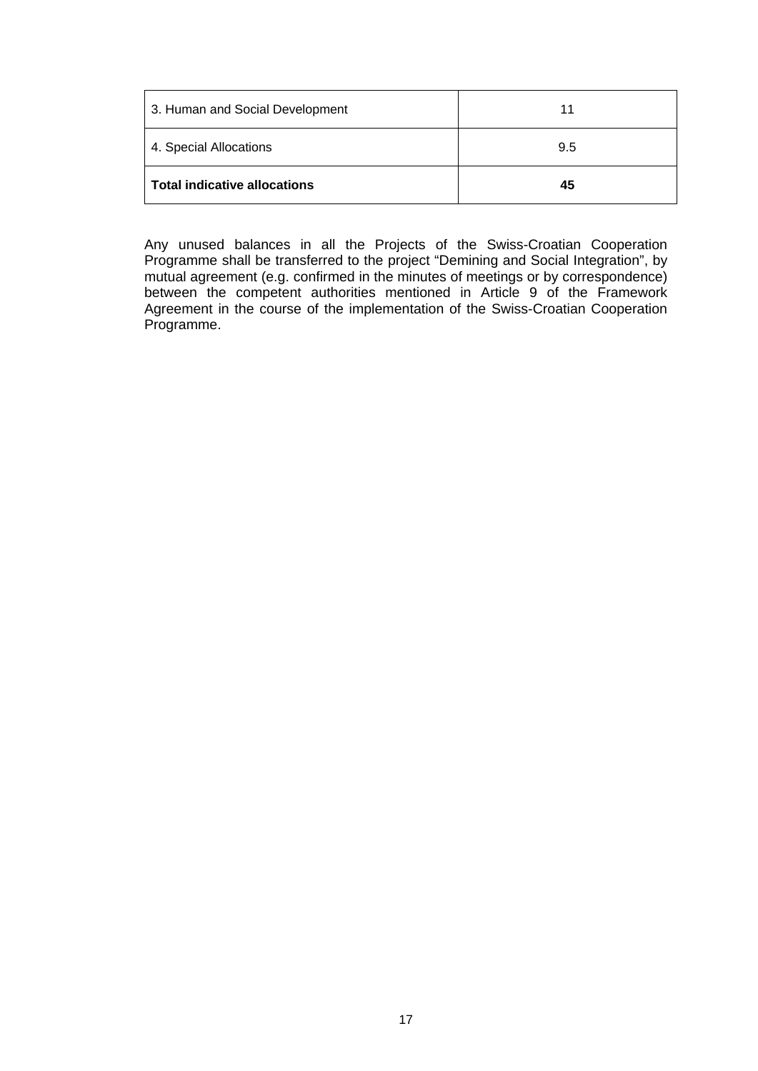| | |
|---|---|
| 3. Human and Social Development | 11 |
| 4. Special Allocations | 9.5 |
| **Total indicative allocations** | **45** |

Any unused balances in all the Projects of the Swiss-Croatian Cooperation Programme shall be transferred to the project "Demining and Social Integration", by mutual agreement (e.g. confirmed in the minutes of meetings or by correspondence) between the competent authorities mentioned in Article 9 of the Framework Agreement in the course of the implementation of the Swiss-Croatian Cooperation Programme.